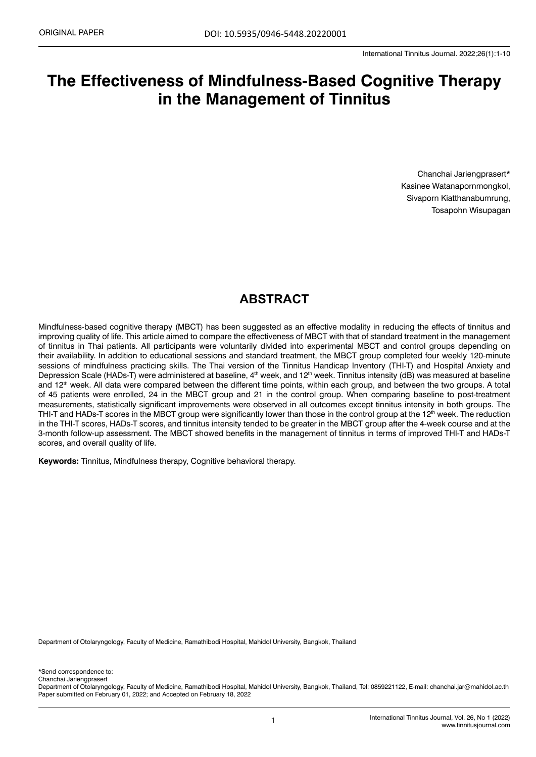ORIGINAL PAPER

DOI: 10.5935/0946-5448.20220001

# The Effectiveness of Mindfulness-Based Cognitive Therapy in the Management of Tinnitus

Chanchai Jariengprasert*
Kasinee Watanapornmongkol,
Sivaporn Kiatthanabumrung,
Tosapohn Wisupagan

## ABSTRACT

Mindfulness-based cognitive therapy (MBCT) has been suggested as an effective modality in reducing the effects of tinnitus and improving quality of life. This article aimed to compare the effectiveness of MBCT with that of standard treatment in the management of tinnitus in Thai patients. All participants were voluntarily divided into experimental MBCT and control groups depending on their availability. In addition to educational sessions and standard treatment, the MBCT group completed four weekly 120-minute sessions of mindfulness practicing skills. The Thai version of the Tinnitus Handicap Inventory (THI-T) and Hospital Anxiety and Depression Scale (HADs-T) were administered at baseline, 4th week, and 12th week. Tinnitus intensity (dB) was measured at baseline and 12th week. All data were compared between the different time points, within each group, and between the two groups. A total of 45 patients were enrolled, 24 in the MBCT group and 21 in the control group. When comparing baseline to post-treatment measurements, statistically significant improvements were observed in all outcomes except tinnitus intensity in both groups. The THI-T and HADs-T scores in the MBCT group were significantly lower than those in the control group at the 12th week. The reduction in the THI-T scores, HADs-T scores, and tinnitus intensity tended to be greater in the MBCT group after the 4-week course and at the 3-month follow-up assessment. The MBCT showed benefits in the management of tinnitus in terms of improved THI-T and HADs-T scores, and overall quality of life.

**Keywords:** Tinnitus, Mindfulness therapy, Cognitive behavioral therapy.

Department of Otolaryngology, Faculty of Medicine, Ramathibodi Hospital, Mahidol University, Bangkok, Thailand

*Send correspondence to:
Chanchai Jariengprasert
Department of Otolaryngology, Faculty of Medicine, Ramathibodi Hospital, Mahidol University, Bangkok, Thailand, Tel: 0859221122, E-mail: chanchai.jar@mahidol.ac.th
Paper submitted on February 01, 2022; and Accepted on February 18, 2022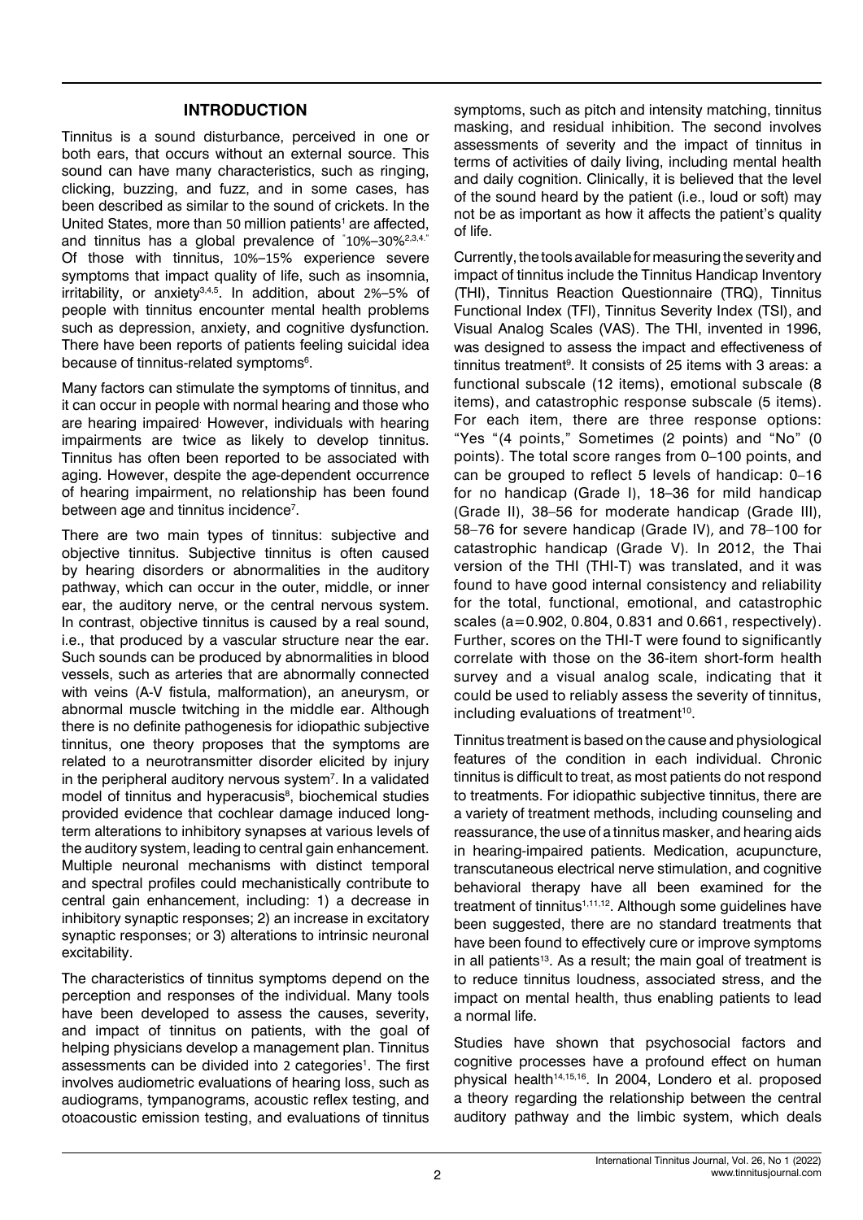## INTRODUCTION

Tinnitus is a sound disturbance, perceived in one or both ears, that occurs without an external source. This sound can have many characteristics, such as ringing, clicking, buzzing, and fuzz, and in some cases, has been described as similar to the sound of crickets. In the United States, more than 50 million patients[1] are affected, and tinnitus has a global prevalence of "10%–30%[2,3,4]." Of those with tinnitus, 10%–15% experience severe symptoms that impact quality of life, such as insomnia, irritability, or anxiety[3,4,5]. In addition, about 2%–5% of people with tinnitus encounter mental health problems such as depression, anxiety, and cognitive dysfunction. There have been reports of patients feeling suicidal idea because of tinnitus-related symptoms[6].

Many factors can stimulate the symptoms of tinnitus, and it can occur in people with normal hearing and those who are hearing impaired. However, individuals with hearing impairments are twice as likely to develop tinnitus. Tinnitus has often been reported to be associated with aging. However, despite the age-dependent occurrence of hearing impairment, no relationship has been found between age and tinnitus incidence[7].

There are two main types of tinnitus: subjective and objective tinnitus. Subjective tinnitus is often caused by hearing disorders or abnormalities in the auditory pathway, which can occur in the outer, middle, or inner ear, the auditory nerve, or the central nervous system. In contrast, objective tinnitus is caused by a real sound, i.e., that produced by a vascular structure near the ear. Such sounds can be produced by abnormalities in blood vessels, such as arteries that are abnormally connected with veins (A-V fistula, malformation), an aneurysm, or abnormal muscle twitching in the middle ear. Although there is no definite pathogenesis for idiopathic subjective tinnitus, one theory proposes that the symptoms are related to a neurotransmitter disorder elicited by injury in the peripheral auditory nervous system[7]. In a validated model of tinnitus and hyperacusis[8], biochemical studies provided evidence that cochlear damage induced long-term alterations to inhibitory synapses at various levels of the auditory system, leading to central gain enhancement. Multiple neuronal mechanisms with distinct temporal and spectral profiles could mechanistically contribute to central gain enhancement, including: 1) a decrease in inhibitory synaptic responses; 2) an increase in excitatory synaptic responses; or 3) alterations to intrinsic neuronal excitability.

The characteristics of tinnitus symptoms depend on the perception and responses of the individual. Many tools have been developed to assess the causes, severity, and impact of tinnitus on patients, with the goal of helping physicians develop a management plan. Tinnitus assessments can be divided into 2 categories[1]. The first involves audiometric evaluations of hearing loss, such as audiograms, tympanograms, acoustic reflex testing, and otoacoustic emission testing, and evaluations of tinnitus symptoms, such as pitch and intensity matching, tinnitus masking, and residual inhibition. The second involves assessments of severity and the impact of tinnitus in terms of activities of daily living, including mental health and daily cognition. Clinically, it is believed that the level of the sound heard by the patient (i.e., loud or soft) may not be as important as how it affects the patient's quality of life.

Currently, the tools available for measuring the severity and impact of tinnitus include the Tinnitus Handicap Inventory (THI), Tinnitus Reaction Questionnaire (TRQ), Tinnitus Functional Index (TFI), Tinnitus Severity Index (TSI), and Visual Analog Scales (VAS). The THI, invented in 1996, was designed to assess the impact and effectiveness of tinnitus treatment[9]. It consists of 25 items with 3 areas: a functional subscale (12 items), emotional subscale (8 items), and catastrophic response subscale (5 items). For each item, there are three response options: "Yes "(4 points," Sometimes (2 points) and "No" (0 points). The total score ranges from 0–100 points, and can be grouped to reflect 5 levels of handicap: 0–16 for no handicap (Grade I), 18–36 for mild handicap (Grade II), 38–56 for moderate handicap (Grade III), 58–76 for severe handicap (Grade IV), and 78–100 for catastrophic handicap (Grade V). In 2012, the Thai version of the THI (THI-T) was translated, and it was found to have good internal consistency and reliability for the total, functional, emotional, and catastrophic scales (a=0.902, 0.804, 0.831 and 0.661, respectively). Further, scores on the THI-T were found to significantly correlate with those on the 36-item short-form health survey and a visual analog scale, indicating that it could be used to reliably assess the severity of tinnitus, including evaluations of treatment[10].

Tinnitus treatment is based on the cause and physiological features of the condition in each individual. Chronic tinnitus is difficult to treat, as most patients do not respond to treatments. For idiopathic subjective tinnitus, there are a variety of treatment methods, including counseling and reassurance, the use of a tinnitus masker, and hearing aids in hearing-impaired patients. Medication, acupuncture, transcutaneous electrical nerve stimulation, and cognitive behavioral therapy have all been examined for the treatment of tinnitus[1,11,12]. Although some guidelines have been suggested, there are no standard treatments that have been found to effectively cure or improve symptoms in all patients[13]. As a result; the main goal of treatment is to reduce tinnitus loudness, associated stress, and the impact on mental health, thus enabling patients to lead a normal life.

Studies have shown that psychosocial factors and cognitive processes have a profound effect on human physical health[14,15,16]. In 2004, Londero et al. proposed a theory regarding the relationship between the central auditory pathway and the limbic system, which deals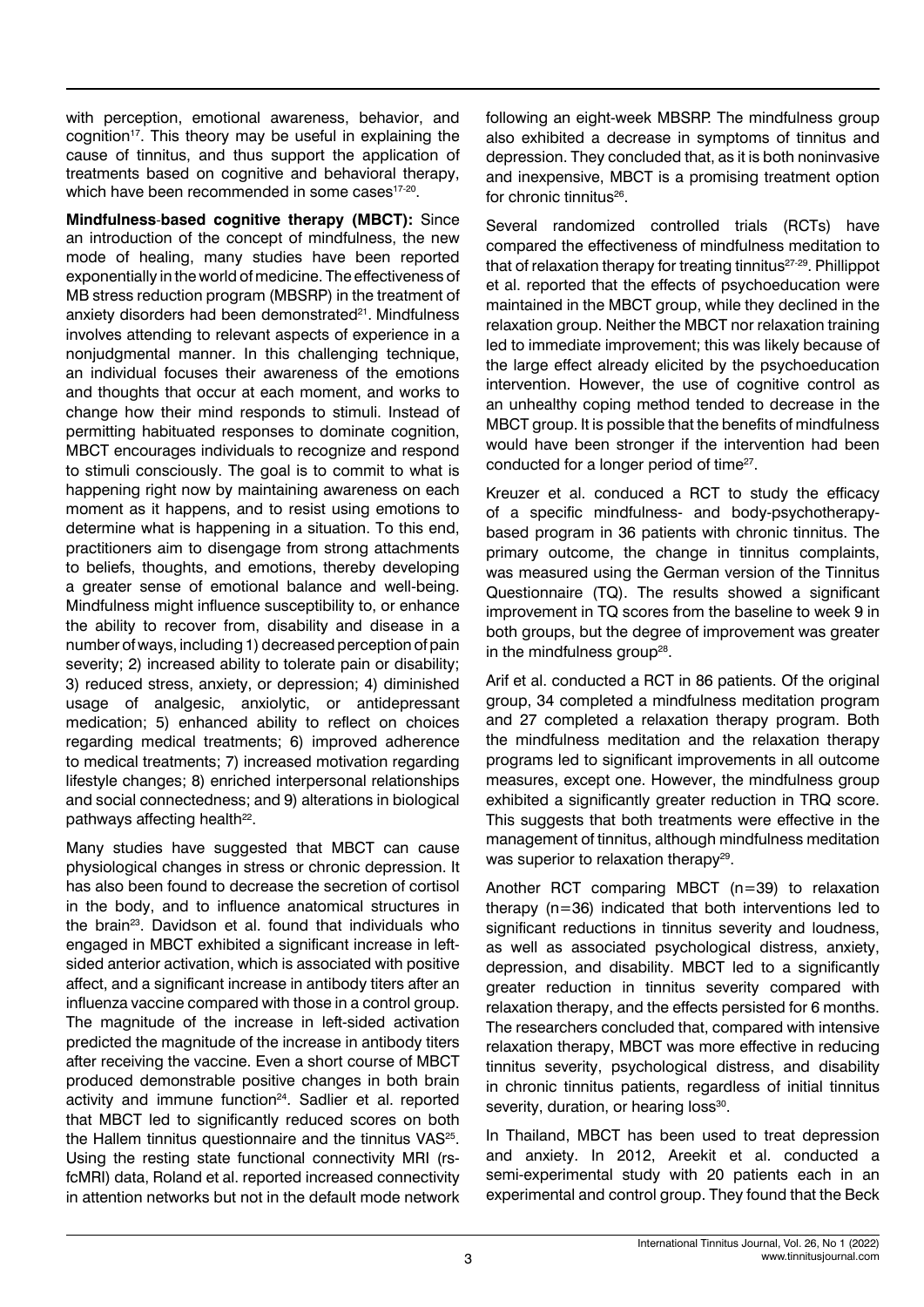with perception, emotional awareness, behavior, and cognition[17]. This theory may be useful in explaining the cause of tinnitus, and thus support the application of treatments based on cognitive and behavioral therapy, which have been recommended in some cases[17-20].

**Mindfulness-based cognitive therapy (MBCT):** Since an introduction of the concept of mindfulness, the new mode of healing, many studies have been reported exponentially in the world of medicine. The effectiveness of MB stress reduction program (MBSRP) in the treatment of anxiety disorders had been demonstrated[21]. Mindfulness involves attending to relevant aspects of experience in a nonjudgmental manner. In this challenging technique, an individual focuses their awareness of the emotions and thoughts that occur at each moment, and works to change how their mind responds to stimuli. Instead of permitting habituated responses to dominate cognition, MBCT encourages individuals to recognize and respond to stimuli consciously. The goal is to commit to what is happening right now by maintaining awareness on each moment as it happens, and to resist using emotions to determine what is happening in a situation. To this end, practitioners aim to disengage from strong attachments to beliefs, thoughts, and emotions, thereby developing a greater sense of emotional balance and well-being. Mindfulness might influence susceptibility to, or enhance the ability to recover from, disability and disease in a number of ways, including 1) decreased perception of pain severity; 2) increased ability to tolerate pain or disability; 3) reduced stress, anxiety, or depression; 4) diminished usage of analgesic, anxiolytic, or antidepressant medication; 5) enhanced ability to reflect on choices regarding medical treatments; 6) improved adherence to medical treatments; 7) increased motivation regarding lifestyle changes; 8) enriched interpersonal relationships and social connectedness; and 9) alterations in biological pathways affecting health[22].

Many studies have suggested that MBCT can cause physiological changes in stress or chronic depression. It has also been found to decrease the secretion of cortisol in the body, and to influence anatomical structures in the brain[23]. Davidson et al. found that individuals who engaged in MBCT exhibited a significant increase in left-sided anterior activation, which is associated with positive affect, and a significant increase in antibody titers after an influenza vaccine compared with those in a control group. The magnitude of the increase in left-sided activation predicted the magnitude of the increase in antibody titers after receiving the vaccine. Even a short course of MBCT produced demonstrable positive changes in both brain activity and immune function[24]. Sadlier et al. reported that MBCT led to significantly reduced scores on both the Hallem tinnitus questionnaire and the tinnitus VAS[25]. Using the resting state functional connectivity MRI (rs-fcMRI) data, Roland et al. reported increased connectivity in attention networks but not in the default mode network following an eight-week MBSRP. The mindfulness group also exhibited a decrease in symptoms of tinnitus and depression. They concluded that, as it is both noninvasive and inexpensive, MBCT is a promising treatment option for chronic tinnitus[26].

Several randomized controlled trials (RCTs) have compared the effectiveness of mindfulness meditation to that of relaxation therapy for treating tinnitus[27-29]. Phillippot et al. reported that the effects of psychoeducation were maintained in the MBCT group, while they declined in the relaxation group. Neither the MBCT nor relaxation training led to immediate improvement; this was likely because of the large effect already elicited by the psychoeducation intervention. However, the use of cognitive control as an unhealthy coping method tended to decrease in the MBCT group. It is possible that the benefits of mindfulness would have been stronger if the intervention had been conducted for a longer period of time[27].

Kreuzer et al. conduced a RCT to study the efficacy of a specific mindfulness- and body-psychotherapy-based program in 36 patients with chronic tinnitus. The primary outcome, the change in tinnitus complaints, was measured using the German version of the Tinnitus Questionnaire (TQ). The results showed a significant improvement in TQ scores from the baseline to week 9 in both groups, but the degree of improvement was greater in the mindfulness group[28].

Arif et al. conducted a RCT in 86 patients. Of the original group, 34 completed a mindfulness meditation program and 27 completed a relaxation therapy program. Both the mindfulness meditation and the relaxation therapy programs led to significant improvements in all outcome measures, except one. However, the mindfulness group exhibited a significantly greater reduction in TRQ score. This suggests that both treatments were effective in the management of tinnitus, although mindfulness meditation was superior to relaxation therapy[29].

Another RCT comparing MBCT (n=39) to relaxation therapy (n=36) indicated that both interventions led to significant reductions in tinnitus severity and loudness, as well as associated psychological distress, anxiety, depression, and disability. MBCT led to a significantly greater reduction in tinnitus severity compared with relaxation therapy, and the effects persisted for 6 months. The researchers concluded that, compared with intensive relaxation therapy, MBCT was more effective in reducing tinnitus severity, psychological distress, and disability in chronic tinnitus patients, regardless of initial tinnitus severity, duration, or hearing loss[30].

In Thailand, MBCT has been used to treat depression and anxiety. In 2012, Areekit et al. conducted a semi-experimental study with 20 patients each in an experimental and control group. They found that the Beck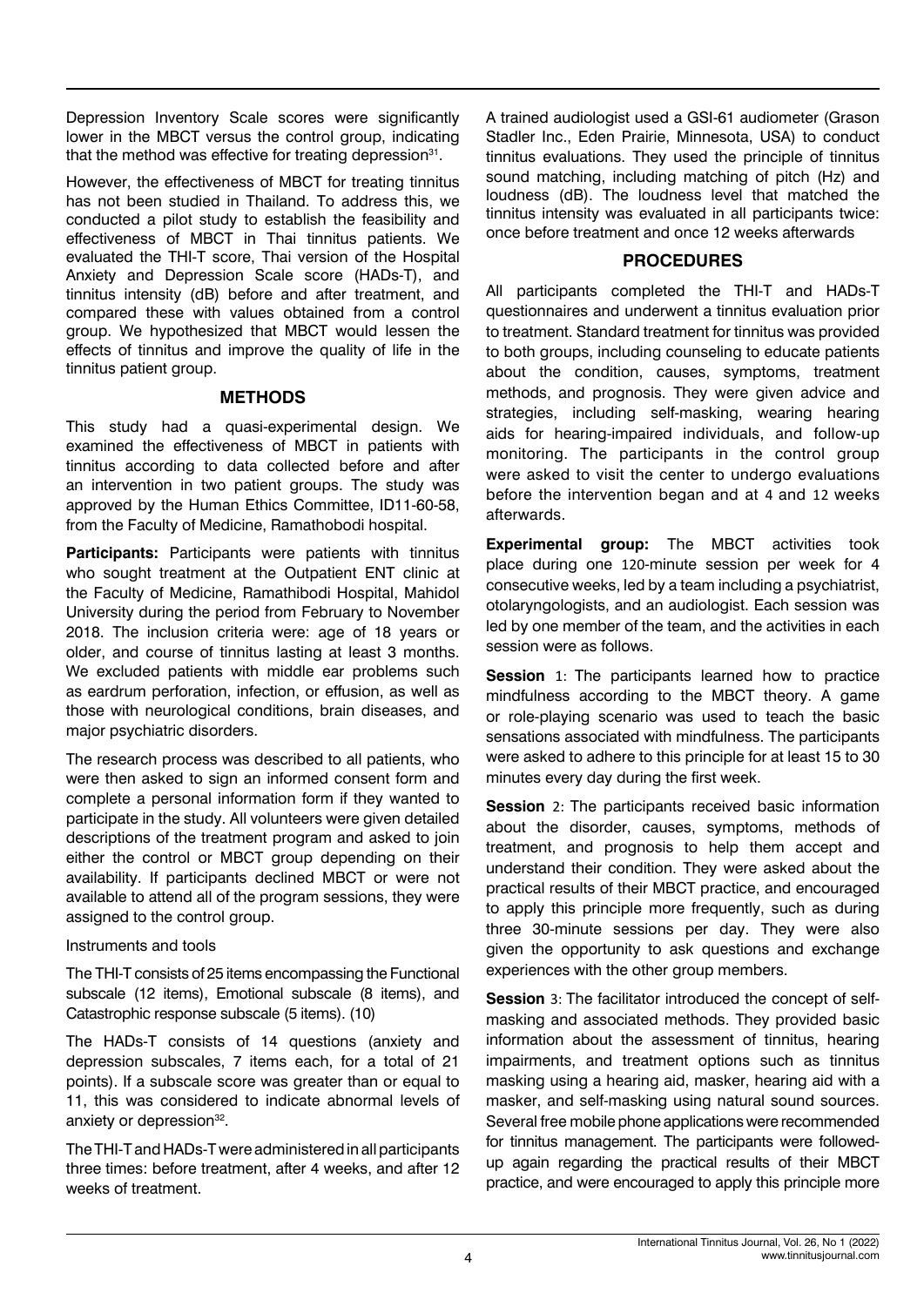Depression Inventory Scale scores were significantly lower in the MBCT versus the control group, indicating that the method was effective for treating depression[31].

However, the effectiveness of MBCT for treating tinnitus has not been studied in Thailand. To address this, we conducted a pilot study to establish the feasibility and effectiveness of MBCT in Thai tinnitus patients. We evaluated the THI-T score, Thai version of the Hospital Anxiety and Depression Scale score (HADs-T), and tinnitus intensity (dB) before and after treatment, and compared these with values obtained from a control group. We hypothesized that MBCT would lessen the effects of tinnitus and improve the quality of life in the tinnitus patient group.

## METHODS

This study had a quasi-experimental design. We examined the effectiveness of MBCT in patients with tinnitus according to data collected before and after an intervention in two patient groups. The study was approved by the Human Ethics Committee, ID11-60-58, from the Faculty of Medicine, Ramathobodi hospital.

**Participants:** Participants were patients with tinnitus who sought treatment at the Outpatient ENT clinic at the Faculty of Medicine, Ramathibodi Hospital, Mahidol University during the period from February to November 2018. The inclusion criteria were: age of 18 years or older, and course of tinnitus lasting at least 3 months. We excluded patients with middle ear problems such as eardrum perforation, infection, or effusion, as well as those with neurological conditions, brain diseases, and major psychiatric disorders.

The research process was described to all patients, who were then asked to sign an informed consent form and complete a personal information form if they wanted to participate in the study. All volunteers were given detailed descriptions of the treatment program and asked to join either the control or MBCT group depending on their availability. If participants declined MBCT or were not available to attend all of the program sessions, they were assigned to the control group.

Instruments and tools

The THI-T consists of 25 items encompassing the Functional subscale (12 items), Emotional subscale (8 items), and Catastrophic response subscale (5 items). (10)

The HADs-T consists of 14 questions (anxiety and depression subscales, 7 items each, for a total of 21 points). If a subscale score was greater than or equal to 11, this was considered to indicate abnormal levels of anxiety or depression[32].

The THI-T and HADs-T were administered in all participants three times: before treatment, after 4 weeks, and after 12 weeks of treatment.

A trained audiologist used a GSI-61 audiometer (Grason Stadler Inc., Eden Prairie, Minnesota, USA) to conduct tinnitus evaluations. They used the principle of tinnitus sound matching, including matching of pitch (Hz) and loudness (dB). The loudness level that matched the tinnitus intensity was evaluated in all participants twice: once before treatment and once 12 weeks afterwards

## PROCEDURES

All participants completed the THI-T and HADs-T questionnaires and underwent a tinnitus evaluation prior to treatment. Standard treatment for tinnitus was provided to both groups, including counseling to educate patients about the condition, causes, symptoms, treatment methods, and prognosis. They were given advice and strategies, including self-masking, wearing hearing aids for hearing-impaired individuals, and follow-up monitoring. The participants in the control group were asked to visit the center to undergo evaluations before the intervention began and at 4 and 12 weeks afterwards.

**Experimental group:** The MBCT activities took place during one 120-minute session per week for 4 consecutive weeks, led by a team including a psychiatrist, otolaryngologists, and an audiologist. Each session was led by one member of the team, and the activities in each session were as follows.

**Session** 1: The participants learned how to practice mindfulness according to the MBCT theory. A game or role-playing scenario was used to teach the basic sensations associated with mindfulness. The participants were asked to adhere to this principle for at least 15 to 30 minutes every day during the first week.

**Session** 2: The participants received basic information about the disorder, causes, symptoms, methods of treatment, and prognosis to help them accept and understand their condition. They were asked about the practical results of their MBCT practice, and encouraged to apply this principle more frequently, such as during three 30-minute sessions per day. They were also given the opportunity to ask questions and exchange experiences with the other group members.

**Session** 3: The facilitator introduced the concept of self-masking and associated methods. They provided basic information about the assessment of tinnitus, hearing impairments, and treatment options such as tinnitus masking using a hearing aid, masker, hearing aid with a masker, and self-masking using natural sound sources. Several free mobile phone applications were recommended for tinnitus management. The participants were followed-up again regarding the practical results of their MBCT practice, and were encouraged to apply this principle more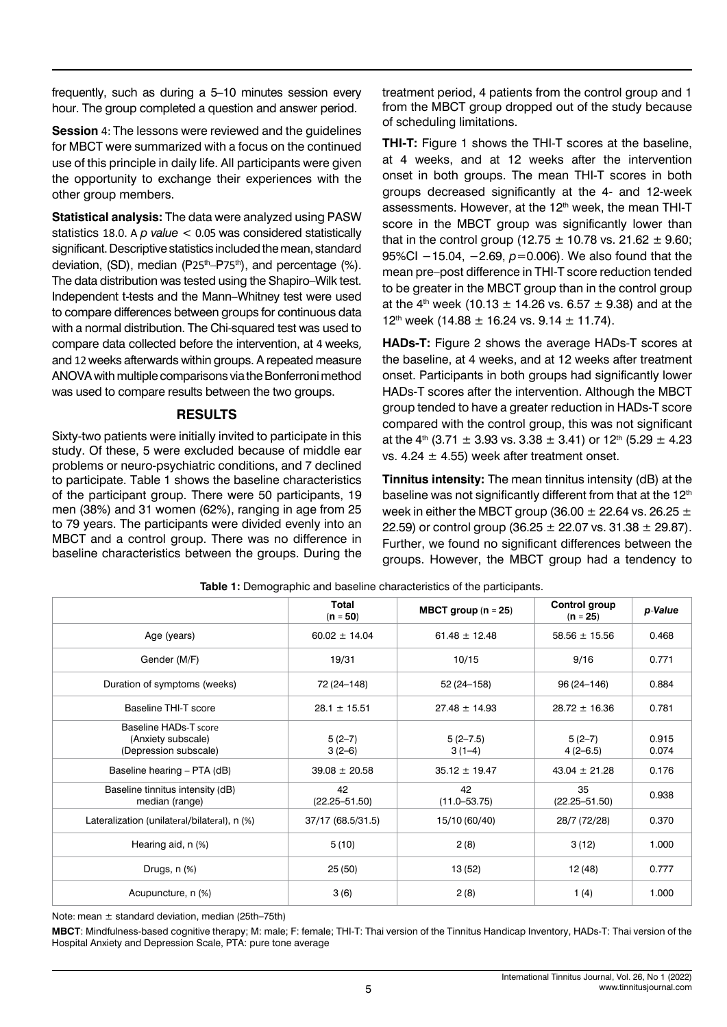frequently, such as during a 5–10 minutes session every hour. The group completed a question and answer period.

**Session** 4: The lessons were reviewed and the guidelines for MBCT were summarized with a focus on the continued use of this principle in daily life. All participants were given the opportunity to exchange their experiences with the other group members.

**Statistical analysis:** The data were analyzed using PASW statistics 18.0. A *p value* $< 0.05$ was considered statistically significant. Descriptive statistics included the mean, standard deviation, (SD), median ($P25^{th}$–$P75^{th}$), and percentage (%). The data distribution was tested using the Shapiro–Wilk test. Independent t-tests and the Mann–Whitney test were used to compare differences between groups for continuous data with a normal distribution. The Chi-squared test was used to compare data collected before the intervention, at 4 weeks, and 12 weeks afterwards within groups. A repeated measure ANOVA with multiple comparisons via the Bonferroni method was used to compare results between the two groups.

## RESULTS

Sixty-two patients were initially invited to participate in this study. Of these, 5 were excluded because of middle ear problems or neuro-psychiatric conditions, and 7 declined to participate. Table 1 shows the baseline characteristics of the participant group. There were 50 participants, 19 men (38%) and 31 women (62%), ranging in age from 25 to 79 years. The participants were divided evenly into an MBCT and a control group. There was no difference in baseline characteristics between the groups. During the treatment period, 4 patients from the control group and 1 from the MBCT group dropped out of the study because of scheduling limitations.

**THI-T:** Figure 1 shows the THI-T scores at the baseline, at 4 weeks, and at 12 weeks after the intervention onset in both groups. The mean THI-T scores in both groups decreased significantly at the 4- and 12-week assessments. However, at the 12th week, the mean THI-T score in the MBCT group was significantly lower than that in the control group ($12.75 \pm 10.78$ vs. $21.62 \pm 9.60$; 95%CI $-15.04$, $-2.69$, $p=0.006$). We also found that the mean pre–post difference in THI-T score reduction tended to be greater in the MBCT group than in the control group at the 4th week ($10.13 \pm 14.26$ vs. $6.57 \pm 9.38$) and at the 12th week ($14.88 \pm 16.24$ vs. $9.14 \pm 11.74$).

**HADs-T:** Figure 2 shows the average HADs-T scores at the baseline, at 4 weeks, and at 12 weeks after treatment onset. Participants in both groups had significantly lower HADs-T scores after the intervention. Although the MBCT group tended to have a greater reduction in HADs-T score compared with the control group, this was not significant at the 4th ($3.71 \pm 3.93$ vs. $3.38 \pm 3.41$) or 12th ($5.29 \pm 4.23$ vs. $4.24 \pm 4.55$) week after treatment onset.

**Tinnitus intensity:** The mean tinnitus intensity (dB) at the baseline was not significantly different from that at the 12th week in either the MBCT group ($36.00 \pm 22.64$ vs. $26.25 \pm 22.59$) or control group ($36.25 \pm 22.07$ vs. $31.38 \pm 29.87$). Further, we found no significant differences between the groups. However, the MBCT group had a tendency to

**Table 1:** Demographic and baseline characteristics of the participants.

| | Total (n = 50) | MBCT group (n = 25) | Control group (n = 25) | *p*-Value |
|---|---|---|---|---|
| Age (years) | 60.02 ± 14.04 | 61.48 ± 12.48 | 58.56 ± 15.56 | 0.468 |
| Gender (M/F) | 19/31 | 10/15 | 9/16 | 0.771 |
| Duration of symptoms (weeks) | 72 (24–148) | 52 (24–158) | 96 (24–146) | 0.884 |
| Baseline THI-T score | 28.1 ± 15.51 | 27.48 ± 14.93 | 28.72 ± 16.36 | 0.781 |
| Baseline HADs-T score<br>(Anxiety subscale)<br>(Depression subscale) | <br>5 (2–7)<br>3 (2–6) | <br>5 (2–7.5)<br>3 (1–4) | <br>5 (2–7)<br>4 (2–6.5) | <br>0.915<br>0.074 |
| Baseline hearing – PTA (dB) | 39.08 ± 20.58 | 35.12 ± 19.47 | 43.04 ± 21.28 | 0.176 |
| Baseline tinnitus intensity (dB) median (range) | 42 (22.25–51.50) | 42 (11.0–53.75) | 35 (22.25–51.50) | 0.938 |
| Lateralization (unilateral/bilateral), n (%) | 37/17 (68.5/31.5) | 15/10 (60/40) | 28/7 (72/28) | 0.370 |
| Hearing aid, n (%) | 5 (10) | 2 (8) | 3 (12) | 1.000 |
| Drugs, n (%) | 25 (50) | 13 (52) | 12 (48) | 0.777 |
| Acupuncture, n (%) | 3 (6) | 2 (8) | 1 (4) | 1.000 |

Note: mean ± standard deviation, median (25th–75th)

**MBCT**: Mindfulness-based cognitive therapy; M: male; F: female; THI-T: Thai version of the Tinnitus Handicap Inventory, HADs-T: Thai version of the Hospital Anxiety and Depression Scale, PTA: pure tone average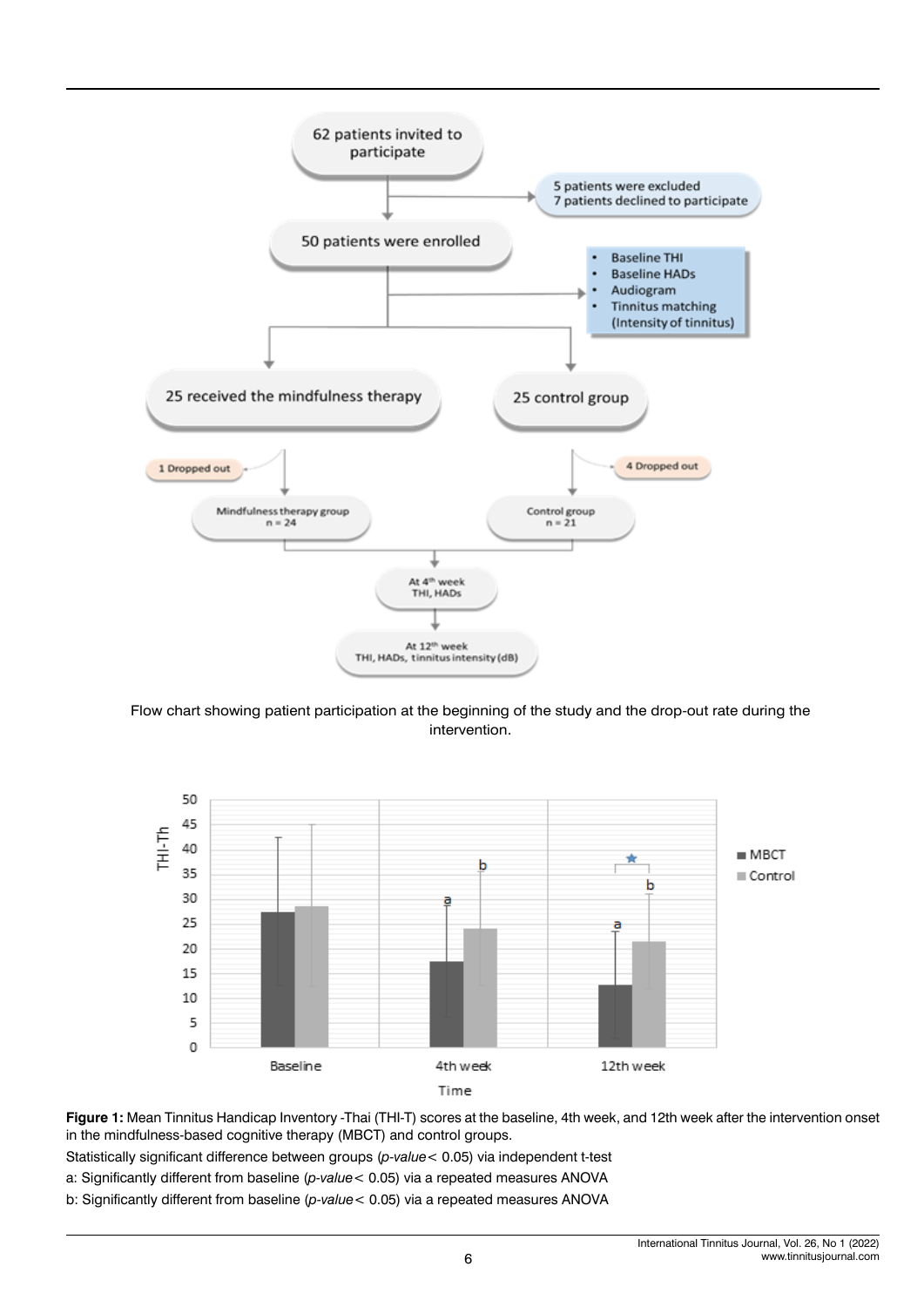Flow chart showing patient participation at the beginning of the study and the drop-out rate during the intervention.

**Figure 1:** Mean Tinnitus Handicap Inventory -Thai (THI-T) scores at the baseline, 4th week, and 12th week after the intervention onset in the mindfulness-based cognitive therapy (MBCT) and control groups.

Statistically significant difference between groups (*p-value* < 0.05) via independent t-test

a: Significantly different from baseline (*p-value* < 0.05) via a repeated measures ANOVA

b: Significantly different from baseline (*p-value* < 0.05) via a repeated measures ANOVA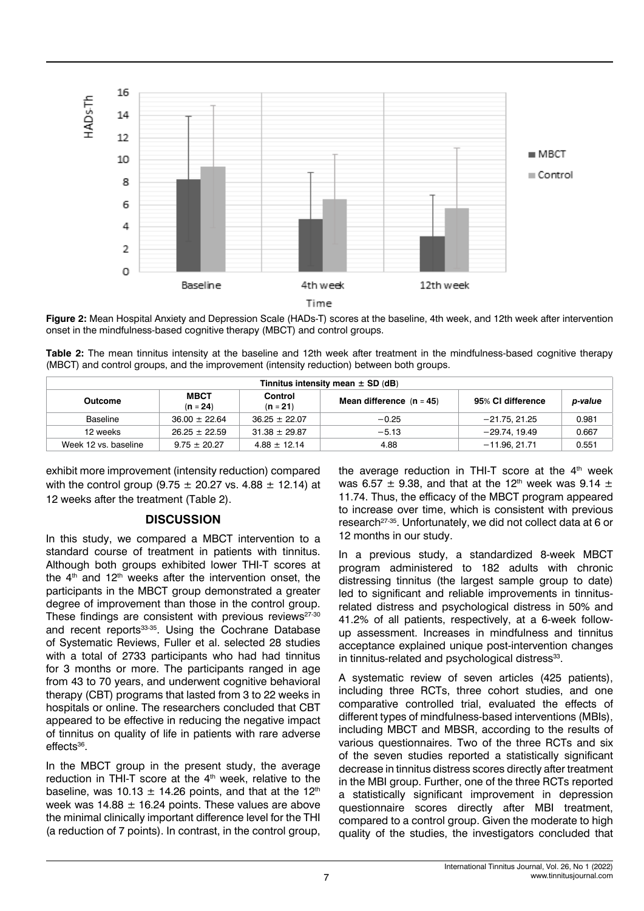**Figure 2:** Mean Hospital Anxiety and Depression Scale (HADs-T) scores at the baseline, 4th week, and 12th week after intervention onset in the mindfulness-based cognitive therapy (MBCT) and control groups.

**Table 2:** The mean tinnitus intensity at the baseline and 12th week after treatment in the mindfulness-based cognitive therapy (MBCT) and control groups, and the improvement (intensity reduction) between both groups.

| Tinnitus intensity mean ± SD (dB) | | | | | |
|---|---|---|---|---|---|
| **Outcome** | **MBCT (n = 24)** | **Control (n = 21)** | **Mean difference (n = 45)** | **95% CI difference** | ***p-value*** |
| Baseline | 36.00 ± 22.64 | 36.25 ± 22.07 | −0.25 | −21.75, 21.25 | 0.981 |
| 12 weeks | 26.25 ± 22.59 | 31.38 ± 29.87 | −5.13 | −29.74, 19.49 | 0.667 |
| Week 12 vs. baseline | 9.75 ± 20.27 | 4.88 ± 12.14 | 4.88 | −11.96, 21.71 | 0.551 |

exhibit more improvement (intensity reduction) compared with the control group (9.75 ± 20.27 vs. 4.88 ± 12.14) at 12 weeks after the treatment (Table 2).

## DISCUSSION

In this study, we compared a MBCT intervention to a standard course of treatment in patients with tinnitus. Although both groups exhibited lower THI-T scores at the 4th and 12th weeks after the intervention onset, the participants in the MBCT group demonstrated a greater degree of improvement than those in the control group. These findings are consistent with previous reviews[27-30] and recent reports[33-35]. Using the Cochrane Database of Systematic Reviews, Fuller et al. selected 28 studies with a total of 2733 participants who had had tinnitus for 3 months or more. The participants ranged in age from 43 to 70 years, and underwent cognitive behavioral therapy (CBT) programs that lasted from 3 to 22 weeks in hospitals or online. The researchers concluded that CBT appeared to be effective in reducing the negative impact of tinnitus on quality of life in patients with rare adverse effects[36].

In the MBCT group in the present study, the average reduction in THI-T score at the 4th week, relative to the baseline, was 10.13 ± 14.26 points, and that at the 12th week was 14.88 ± 16.24 points. These values are above the minimal clinically important difference level for the THI (a reduction of 7 points). In contrast, in the control group, the average reduction in THI-T score at the 4th week was 6.57 ± 9.38, and that at the 12th week was 9.14 ± 11.74. Thus, the efficacy of the MBCT program appeared to increase over time, which is consistent with previous research[27-35]. Unfortunately, we did not collect data at 6 or 12 months in our study.

In a previous study, a standardized 8-week MBCT program administered to 182 adults with chronic distressing tinnitus (the largest sample group to date) led to significant and reliable improvements in tinnitus-related distress and psychological distress in 50% and 41.2% of all patients, respectively, at a 6-week follow-up assessment. Increases in mindfulness and tinnitus acceptance explained unique post-intervention changes in tinnitus-related and psychological distress[33].

A systematic review of seven articles (425 patients), including three RCTs, three cohort studies, and one comparative controlled trial, evaluated the effects of different types of mindfulness-based interventions (MBIs), including MBCT and MBSR, according to the results of various questionnaires. Two of the three RCTs and six of the seven studies reported a statistically significant decrease in tinnitus distress scores directly after treatment in the MBI group. Further, one of the three RCTs reported a statistically significant improvement in depression questionnaire scores directly after MBI treatment, compared to a control group. Given the moderate to high quality of the studies, the investigators concluded that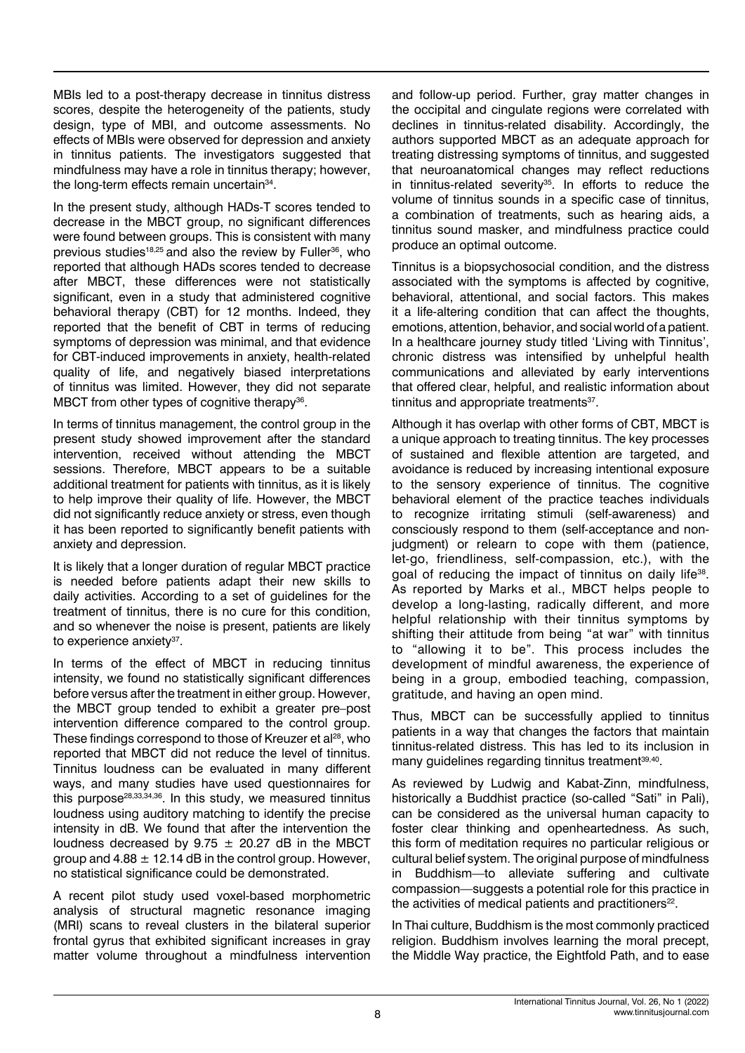MBIs led to a post-therapy decrease in tinnitus distress scores, despite the heterogeneity of the patients, study design, type of MBI, and outcome assessments. No effects of MBIs were observed for depression and anxiety in tinnitus patients. The investigators suggested that mindfulness may have a role in tinnitus therapy; however, the long-term effects remain uncertain[34].

In the present study, although HADs-T scores tended to decrease in the MBCT group, no significant differences were found between groups. This is consistent with many previous studies[18,25] and also the review by Fuller[36], who reported that although HADs scores tended to decrease after MBCT, these differences were not statistically significant, even in a study that administered cognitive behavioral therapy (CBT) for 12 months. Indeed, they reported that the benefit of CBT in terms of reducing symptoms of depression was minimal, and that evidence for CBT-induced improvements in anxiety, health-related quality of life, and negatively biased interpretations of tinnitus was limited. However, they did not separate MBCT from other types of cognitive therapy[36].

In terms of tinnitus management, the control group in the present study showed improvement after the standard intervention, received without attending the MBCT sessions. Therefore, MBCT appears to be a suitable additional treatment for patients with tinnitus, as it is likely to help improve their quality of life. However, the MBCT did not significantly reduce anxiety or stress, even though it has been reported to significantly benefit patients with anxiety and depression.

It is likely that a longer duration of regular MBCT practice is needed before patients adapt their new skills to daily activities. According to a set of guidelines for the treatment of tinnitus, there is no cure for this condition, and so whenever the noise is present, patients are likely to experience anxiety[37].

In terms of the effect of MBCT in reducing tinnitus intensity, we found no statistically significant differences before versus after the treatment in either group. However, the MBCT group tended to exhibit a greater pre–post intervention difference compared to the control group. These findings correspond to those of Kreuzer et al[28], who reported that MBCT did not reduce the level of tinnitus. Tinnitus loudness can be evaluated in many different ways, and many studies have used questionnaires for this purpose[28,33,34,36]. In this study, we measured tinnitus loudness using auditory matching to identify the precise intensity in dB. We found that after the intervention the loudness decreased by $9.75 \pm 20.27$ dB in the MBCT group and $4.88 \pm 12.14$ dB in the control group. However, no statistical significance could be demonstrated.

A recent pilot study used voxel-based morphometric analysis of structural magnetic resonance imaging (MRI) scans to reveal clusters in the bilateral superior frontal gyrus that exhibited significant increases in gray matter volume throughout a mindfulness intervention and follow-up period. Further, gray matter changes in the occipital and cingulate regions were correlated with declines in tinnitus-related disability. Accordingly, the authors supported MBCT as an adequate approach for treating distressing symptoms of tinnitus, and suggested that neuroanatomical changes may reflect reductions in tinnitus-related severity[35]. In efforts to reduce the volume of tinnitus sounds in a specific case of tinnitus, a combination of treatments, such as hearing aids, a tinnitus sound masker, and mindfulness practice could produce an optimal outcome.

Tinnitus is a biopsychosocial condition, and the distress associated with the symptoms is affected by cognitive, behavioral, attentional, and social factors. This makes it a life-altering condition that can affect the thoughts, emotions, attention, behavior, and social world of a patient. In a healthcare journey study titled 'Living with Tinnitus', chronic distress was intensified by unhelpful health communications and alleviated by early interventions that offered clear, helpful, and realistic information about tinnitus and appropriate treatments[37].

Although it has overlap with other forms of CBT, MBCT is a unique approach to treating tinnitus. The key processes of sustained and flexible attention are targeted, and avoidance is reduced by increasing intentional exposure to the sensory experience of tinnitus. The cognitive behavioral element of the practice teaches individuals to recognize irritating stimuli (self-awareness) and consciously respond to them (self-acceptance and non-judgment) or relearn to cope with them (patience, let-go, friendliness, self-compassion, etc.), with the goal of reducing the impact of tinnitus on daily life[38]. As reported by Marks et al., MBCT helps people to develop a long-lasting, radically different, and more helpful relationship with their tinnitus symptoms by shifting their attitude from being "at war" with tinnitus to "allowing it to be". This process includes the development of mindful awareness, the experience of being in a group, embodied teaching, compassion, gratitude, and having an open mind.

Thus, MBCT can be successfully applied to tinnitus patients in a way that changes the factors that maintain tinnitus-related distress. This has led to its inclusion in many guidelines regarding tinnitus treatment[39,40].

As reviewed by Ludwig and Kabat-Zinn, mindfulness, historically a Buddhist practice (so-called "Sati" in Pali), can be considered as the universal human capacity to foster clear thinking and openheartedness. As such, this form of meditation requires no particular religious or cultural belief system. The original purpose of mindfulness in Buddhism—to alleviate suffering and cultivate compassion—suggests a potential role for this practice in the activities of medical patients and practitioners[22].

In Thai culture, Buddhism is the most commonly practiced religion. Buddhism involves learning the moral precept, the Middle Way practice, the Eightfold Path, and to ease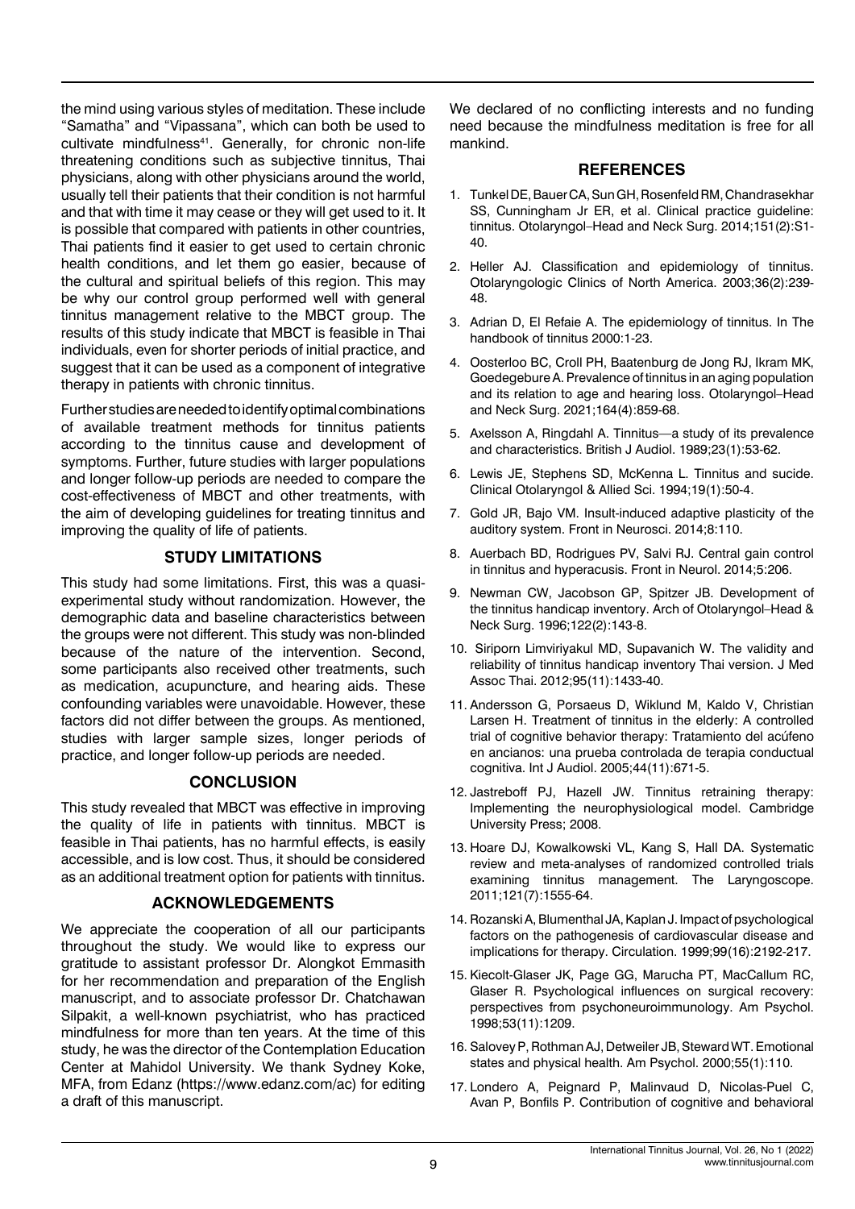the mind using various styles of meditation. These include "Samatha" and "Vipassana", which can both be used to cultivate mindfulness[41]. Generally, for chronic non-life threatening conditions such as subjective tinnitus, Thai physicians, along with other physicians around the world, usually tell their patients that their condition is not harmful and that with time it may cease or they will get used to it. It is possible that compared with patients in other countries, Thai patients find it easier to get used to certain chronic health conditions, and let them go easier, because of the cultural and spiritual beliefs of this region. This may be why our control group performed well with general tinnitus management relative to the MBCT group. The results of this study indicate that MBCT is feasible in Thai individuals, even for shorter periods of initial practice, and suggest that it can be used as a component of integrative therapy in patients with chronic tinnitus.

Further studies are needed to identify optimal combinations of available treatment methods for tinnitus patients according to the tinnitus cause and development of symptoms. Further, future studies with larger populations and longer follow-up periods are needed to compare the cost-effectiveness of MBCT and other treatments, with the aim of developing guidelines for treating tinnitus and improving the quality of life of patients.

## STUDY LIMITATIONS

This study had some limitations. First, this was a quasi-experimental study without randomization. However, the demographic data and baseline characteristics between the groups were not different. This study was non-blinded because of the nature of the intervention. Second, some participants also received other treatments, such as medication, acupuncture, and hearing aids. These confounding variables were unavoidable. However, these factors did not differ between the groups. As mentioned, studies with larger sample sizes, longer periods of practice, and longer follow-up periods are needed.

## CONCLUSION

This study revealed that MBCT was effective in improving the quality of life in patients with tinnitus. MBCT is feasible in Thai patients, has no harmful effects, is easily accessible, and is low cost. Thus, it should be considered as an additional treatment option for patients with tinnitus.

## ACKNOWLEDGEMENTS

We appreciate the cooperation of all our participants throughout the study. We would like to express our gratitude to assistant professor Dr. Alongkot Emmasith for her recommendation and preparation of the English manuscript, and to associate professor Dr. Chatchawan Silpakit, a well-known psychiatrist, who has practiced mindfulness for more than ten years. At the time of this study, he was the director of the Contemplation Education Center at Mahidol University. We thank Sydney Koke, MFA, from Edanz (https://www.edanz.com/ac) for editing a draft of this manuscript.

We declared of no conflicting interests and no funding need because the mindfulness meditation is free for all mankind.

## REFERENCES

1. Tunkel DE, Bauer CA, Sun GH, Rosenfeld RM, Chandrasekhar SS, Cunningham Jr ER, et al. Clinical practice guideline: tinnitus. Otolaryngol–Head and Neck Surg. 2014;151(2):S1-40.
2. Heller AJ. Classification and epidemiology of tinnitus. Otolaryngologic Clinics of North America. 2003;36(2):239-48.
3. Adrian D, El Refaie A. The epidemiology of tinnitus. In The handbook of tinnitus 2000:1-23.
4. Oosterloo BC, Croll PH, Baatenburg de Jong RJ, Ikram MK, Goedegebure A. Prevalence of tinnitus in an aging population and its relation to age and hearing loss. Otolaryngol–Head and Neck Surg. 2021;164(4):859-68.
5. Axelsson A, Ringdahl A. Tinnitus—a study of its prevalence and characteristics. British J Audiol. 1989;23(1):53-62.
6. Lewis JE, Stephens SD, McKenna L. Tinnitus and sucide. Clinical Otolaryngol & Allied Sci. 1994;19(1):50-4.
7. Gold JR, Bajo VM. Insult-induced adaptive plasticity of the auditory system. Front in Neurosci. 2014;8:110.
8. Auerbach BD, Rodrigues PV, Salvi RJ. Central gain control in tinnitus and hyperacusis. Front in Neurol. 2014;5:206.
9. Newman CW, Jacobson GP, Spitzer JB. Development of the tinnitus handicap inventory. Arch of Otolaryngol–Head & Neck Surg. 1996;122(2):143-8.
10. Siriporn Limviriyakul MD, Supavanich W. The validity and reliability of tinnitus handicap inventory Thai version. J Med Assoc Thai. 2012;95(11):1433-40.
11. Andersson G, Porsaeus D, Wiklund M, Kaldo V, Christian Larsen H. Treatment of tinnitus in the elderly: A controlled trial of cognitive behavior therapy: Tratamiento del acúfeno en ancianos: una prueba controlada de terapia conductual cognitiva. Int J Audiol. 2005;44(11):671-5.
12. Jastreboff PJ, Hazell JW. Tinnitus retraining therapy: Implementing the neurophysiological model. Cambridge University Press; 2008.
13. Hoare DJ, Kowalkowski VL, Kang S, Hall DA. Systematic review and meta-analyses of randomized controlled trials examining tinnitus management. The Laryngoscope. 2011;121(7):1555-64.
14. Rozanski A, Blumenthal JA, Kaplan J. Impact of psychological factors on the pathogenesis of cardiovascular disease and implications for therapy. Circulation. 1999;99(16):2192-217.
15. Kiecolt-Glaser JK, Page GG, Marucha PT, MacCallum RC, Glaser R. Psychological influences on surgical recovery: perspectives from psychoneuroimmunology. Am Psychol. 1998;53(11):1209.
16. Salovey P, Rothman AJ, Detweiler JB, Steward WT. Emotional states and physical health. Am Psychol. 2000;55(1):110.
17. Londero A, Peignard P, Malinvaud D, Nicolas-Puel C, Avan P, Bonfils P. Contribution of cognitive and behavioral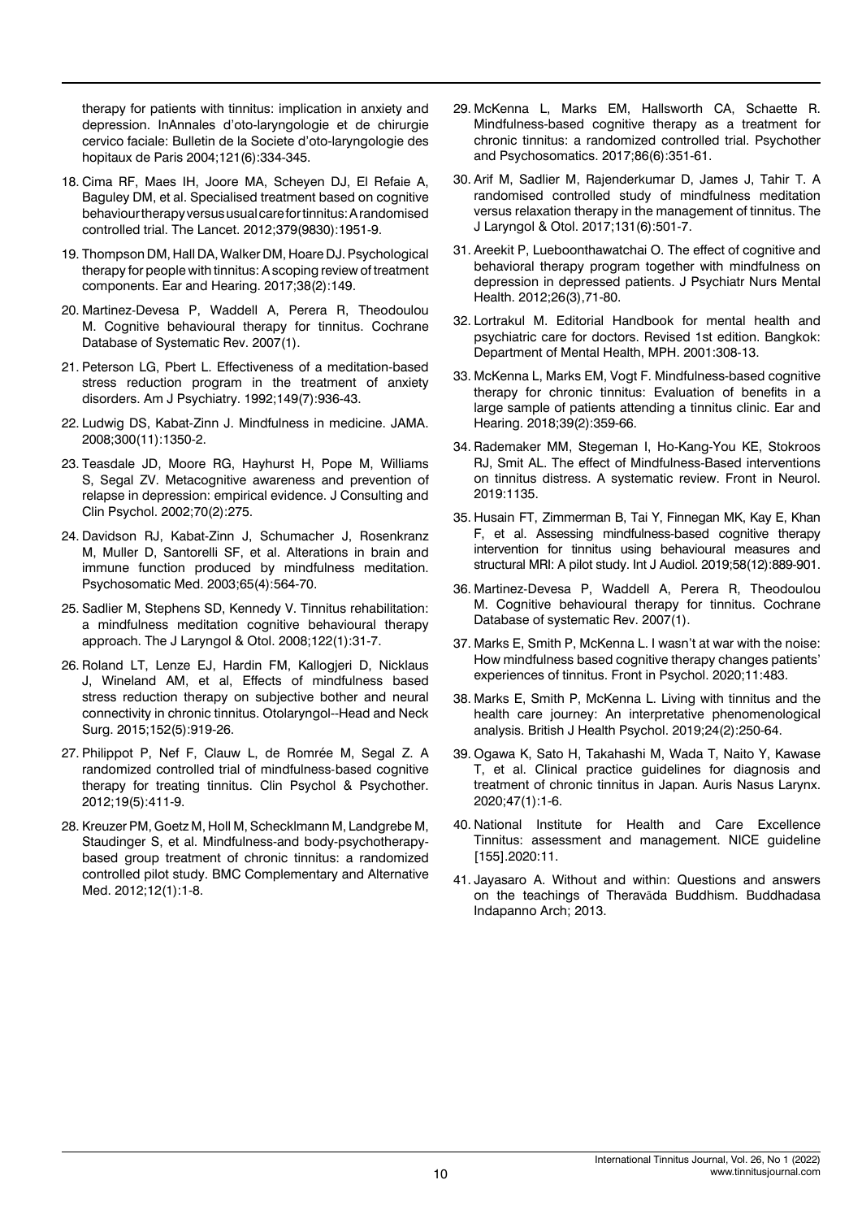therapy for patients with tinnitus: implication in anxiety and depression. InAnnales d'oto-laryngologie et de chirurgie cervico faciale: Bulletin de la Societe d'oto-laryngologie des hopitaux de Paris 2004;121(6):334-345.

18. Cima RF, Maes IH, Joore MA, Scheyen DJ, El Refaie A, Baguley DM, et al. Specialised treatment based on cognitive behaviour therapy versus usual care for tinnitus: A randomised controlled trial. The Lancet. 2012;379(9830):1951-9.

19. Thompson DM, Hall DA, Walker DM, Hoare DJ. Psychological therapy for people with tinnitus: A scoping review of treatment components. Ear and Hearing. 2017;38(2):149.

20. Martinez-Devesa P, Waddell A, Perera R, Theodoulou M. Cognitive behavioural therapy for tinnitus. Cochrane Database of Systematic Rev. 2007(1).

21. Peterson LG, Pbert L. Effectiveness of a meditation-based stress reduction program in the treatment of anxiety disorders. Am J Psychiatry. 1992;149(7):936-43.

22. Ludwig DS, Kabat-Zinn J. Mindfulness in medicine. JAMA. 2008;300(11):1350-2.

23. Teasdale JD, Moore RG, Hayhurst H, Pope M, Williams S, Segal ZV. Metacognitive awareness and prevention of relapse in depression: empirical evidence. J Consulting and Clin Psychol. 2002;70(2):275.

24. Davidson RJ, Kabat-Zinn J, Schumacher J, Rosenkranz M, Muller D, Santorelli SF, et al. Alterations in brain and immune function produced by mindfulness meditation. Psychosomatic Med. 2003;65(4):564-70.

25. Sadlier M, Stephens SD, Kennedy V. Tinnitus rehabilitation: a mindfulness meditation cognitive behavioural therapy approach. The J Laryngol & Otol. 2008;122(1):31-7.

26. Roland LT, Lenze EJ, Hardin FM, Kallogjeri D, Nicklaus J, Wineland AM, et al, Effects of mindfulness based stress reduction therapy on subjective bother and neural connectivity in chronic tinnitus. Otolaryngol--Head and Neck Surg. 2015;152(5):919-26.

27. Philippot P, Nef F, Clauw L, de Romrée M, Segal Z. A randomized controlled trial of mindfulness-based cognitive therapy for treating tinnitus. Clin Psychol & Psychother. 2012;19(5):411-9.

28. Kreuzer PM, Goetz M, Holl M, Schecklmann M, Landgrebe M, Staudinger S, et al. Mindfulness-and body-psychotherapy-based group treatment of chronic tinnitus: a randomized controlled pilot study. BMC Complementary and Alternative Med. 2012;12(1):1-8.

29. McKenna L, Marks EM, Hallsworth CA, Schaette R. Mindfulness-based cognitive therapy as a treatment for chronic tinnitus: a randomized controlled trial. Psychother and Psychosomatics. 2017;86(6):351-61.

30. Arif M, Sadlier M, Rajenderkumar D, James J, Tahir T. A randomised controlled study of mindfulness meditation versus relaxation therapy in the management of tinnitus. The J Laryngol & Otol. 2017;131(6):501-7.

31. Areekit P, Lueboonthawatchai O. The effect of cognitive and behavioral therapy program together with mindfulness on depression in depressed patients. J Psychiatr Nurs Mental Health. 2012;26(3),71-80.

32. Lortrakul M. Editorial Handbook for mental health and psychiatric care for doctors. Revised 1st edition. Bangkok: Department of Mental Health, MPH. 2001:308-13.

33. McKenna L, Marks EM, Vogt F. Mindfulness-based cognitive therapy for chronic tinnitus: Evaluation of benefits in a large sample of patients attending a tinnitus clinic. Ear and Hearing. 2018;39(2):359-66.

34. Rademaker MM, Stegeman I, Ho-Kang-You KE, Stokroos RJ, Smit AL. The effect of Mindfulness-Based interventions on tinnitus distress. A systematic review. Front in Neurol. 2019:1135.

35. Husain FT, Zimmerman B, Tai Y, Finnegan MK, Kay E, Khan F, et al. Assessing mindfulness-based cognitive therapy intervention for tinnitus using behavioural measures and structural MRI: A pilot study. Int J Audiol. 2019;58(12):889-901.

36. Martinez-Devesa P, Waddell A, Perera R, Theodoulou M. Cognitive behavioural therapy for tinnitus. Cochrane Database of systematic Rev. 2007(1).

37. Marks E, Smith P, McKenna L. I wasn't at war with the noise: How mindfulness based cognitive therapy changes patients' experiences of tinnitus. Front in Psychol. 2020;11:483.

38. Marks E, Smith P, McKenna L. Living with tinnitus and the health care journey: An interpretative phenomenological analysis. British J Health Psychol. 2019;24(2):250-64.

39. Ogawa K, Sato H, Takahashi M, Wada T, Naito Y, Kawase T, et al. Clinical practice guidelines for diagnosis and treatment of chronic tinnitus in Japan. Auris Nasus Larynx. 2020;47(1):1-6.

40. National Institute for Health and Care Excellence Tinnitus: assessment and management. NICE guideline [155].2020:11.

41. Jayasaro A. Without and within: Questions and answers on the teachings of Theravāda Buddhism. Buddhadasa Indapanno Arch; 2013.